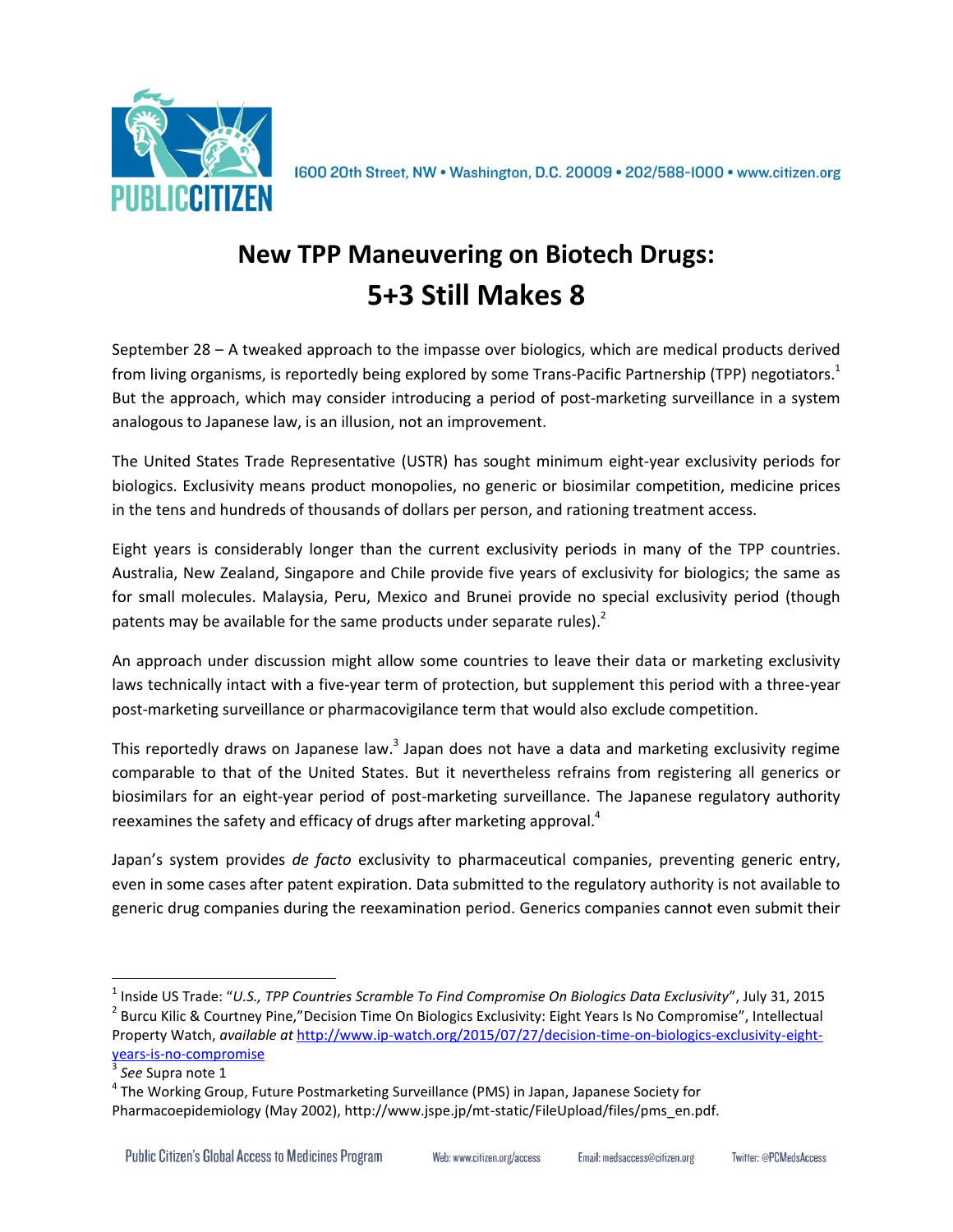PUBLIC CITIZEN

1600 20th Street, NW • Washington, D.C. 20009 • 202/588-1000 • www.citizen.org

# New TPP Maneuvering on Biotech Drugs: 5+3 Still Makes 8

September 28 – A tweaked approach to the impasse over biologics, which are medical products derived from living organisms, is reportedly being explored by some Trans-Pacific Partnership (TPP) negotiators.[1] But the approach, which may consider introducing a period of post-marketing surveillance in a system analogous to Japanese law, is an illusion, not an improvement.

The United States Trade Representative (USTR) has sought minimum eight-year exclusivity periods for biologics. Exclusivity means product monopolies, no generic or biosimilar competition, medicine prices in the tens and hundreds of thousands of dollars per person, and rationing treatment access.

Eight years is considerably longer than the current exclusivity periods in many of the TPP countries. Australia, New Zealand, Singapore and Chile provide five years of exclusivity for biologics; the same as for small molecules. Malaysia, Peru, Mexico and Brunei provide no special exclusivity period (though patents may be available for the same products under separate rules).[2]

An approach under discussion might allow some countries to leave their data or marketing exclusivity laws technically intact with a five-year term of protection, but supplement this period with a three-year post-marketing surveillance or pharmacovigilance term that would also exclude competition.

This reportedly draws on Japanese law.[3] Japan does not have a data and marketing exclusivity regime comparable to that of the United States. But it nevertheless refrains from registering all generics or biosimilars for an eight-year period of post-marketing surveillance. The Japanese regulatory authority reexamines the safety and efficacy of drugs after marketing approval.[4]

Japan's system provides *de facto* exclusivity to pharmaceutical companies, preventing generic entry, even in some cases after patent expiration. Data submitted to the regulatory authority is not available to generic drug companies during the reexamination period. Generics companies cannot even submit their

---

[1] Inside US Trade: "*U.S., TPP Countries Scramble To Find Compromise On Biologics Data Exclusivity*", July 31, 2015

[2] Burcu Kilic & Courtney Pine,"Decision Time On Biologics Exclusivity: Eight Years Is No Compromise", Intellectual Property Watch, *available at* http://www.ip-watch.org/2015/07/27/decision-time-on-biologics-exclusivity-eight-years-is-no-compromise

[3] *See* Supra note 1

[4] The Working Group, Future Postmarketing Surveillance (PMS) in Japan, Japanese Society for Pharmacoepidemiology (May 2002), http://www.jspe.jp/mt-static/FileUpload/files/pms_en.pdf.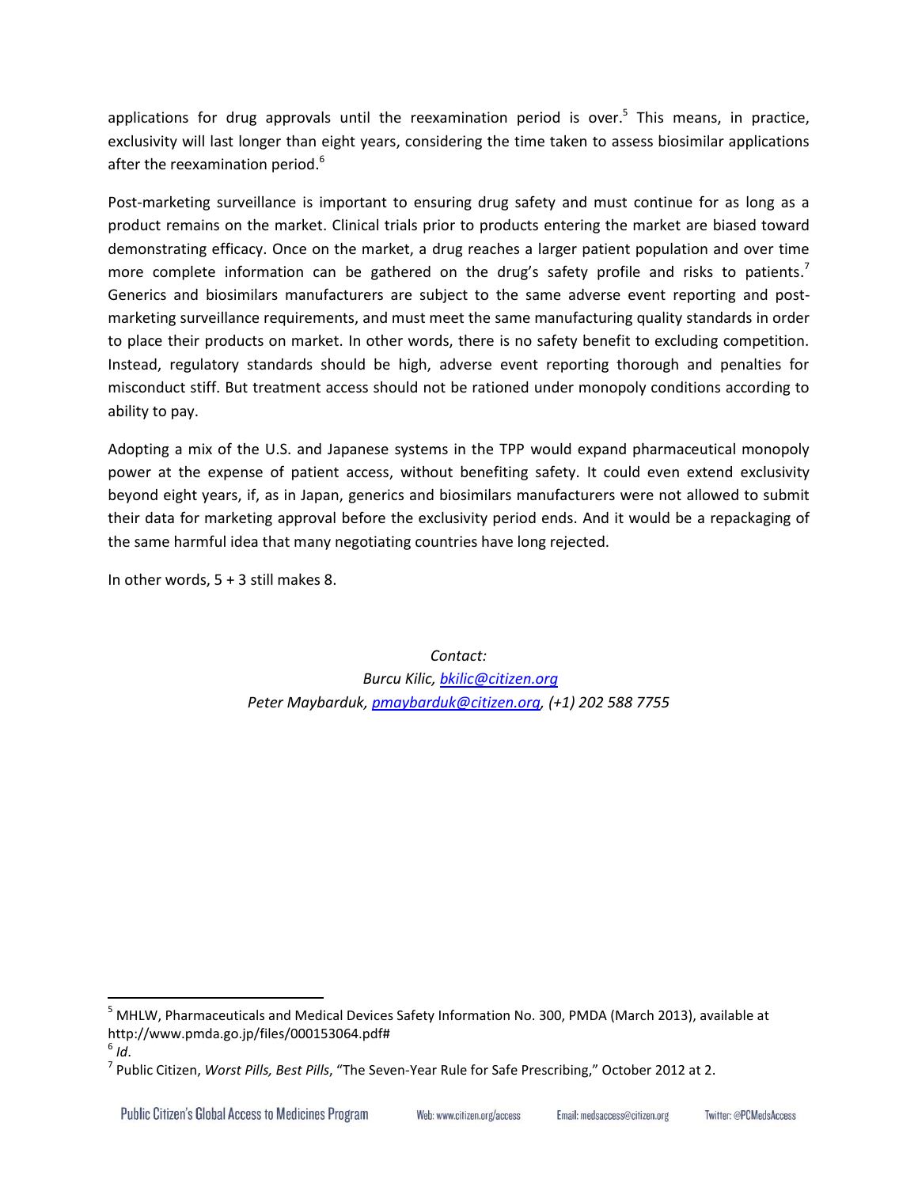applications for drug approvals until the reexamination period is over.[5] This means, in practice, exclusivity will last longer than eight years, considering the time taken to assess biosimilar applications after the reexamination period.[6]

Post-marketing surveillance is important to ensuring drug safety and must continue for as long as a product remains on the market. Clinical trials prior to products entering the market are biased toward demonstrating efficacy. Once on the market, a drug reaches a larger patient population and over time more complete information can be gathered on the drug's safety profile and risks to patients.[7] Generics and biosimilars manufacturers are subject to the same adverse event reporting and post-marketing surveillance requirements, and must meet the same manufacturing quality standards in order to place their products on market. In other words, there is no safety benefit to excluding competition. Instead, regulatory standards should be high, adverse event reporting thorough and penalties for misconduct stiff. But treatment access should not be rationed under monopoly conditions according to ability to pay.

Adopting a mix of the U.S. and Japanese systems in the TPP would expand pharmaceutical monopoly power at the expense of patient access, without benefiting safety. It could even extend exclusivity beyond eight years, if, as in Japan, generics and biosimilars manufacturers were not allowed to submit their data for marketing approval before the exclusivity period ends. And it would be a repackaging of the same harmful idea that many negotiating countries have long rejected.

In other words, 5 + 3 still makes 8.

*Contact:*
*Burcu Kilic, [bkilic@citizen.org](mailto:bkilic@citizen.org)*
*Peter Maybarduk, [pmaybarduk@citizen.org](mailto:pmaybarduk@citizen.org), (+1) 202 588 7755*

---

[5] MHLW, Pharmaceuticals and Medical Devices Safety Information No. 300, PMDA (March 2013), available at http://www.pmda.go.jp/files/000153064.pdf#

[6] *Id*.

[7] Public Citizen, *Worst Pills, Best Pills*, "The Seven-Year Rule for Safe Prescribing," October 2012 at 2.